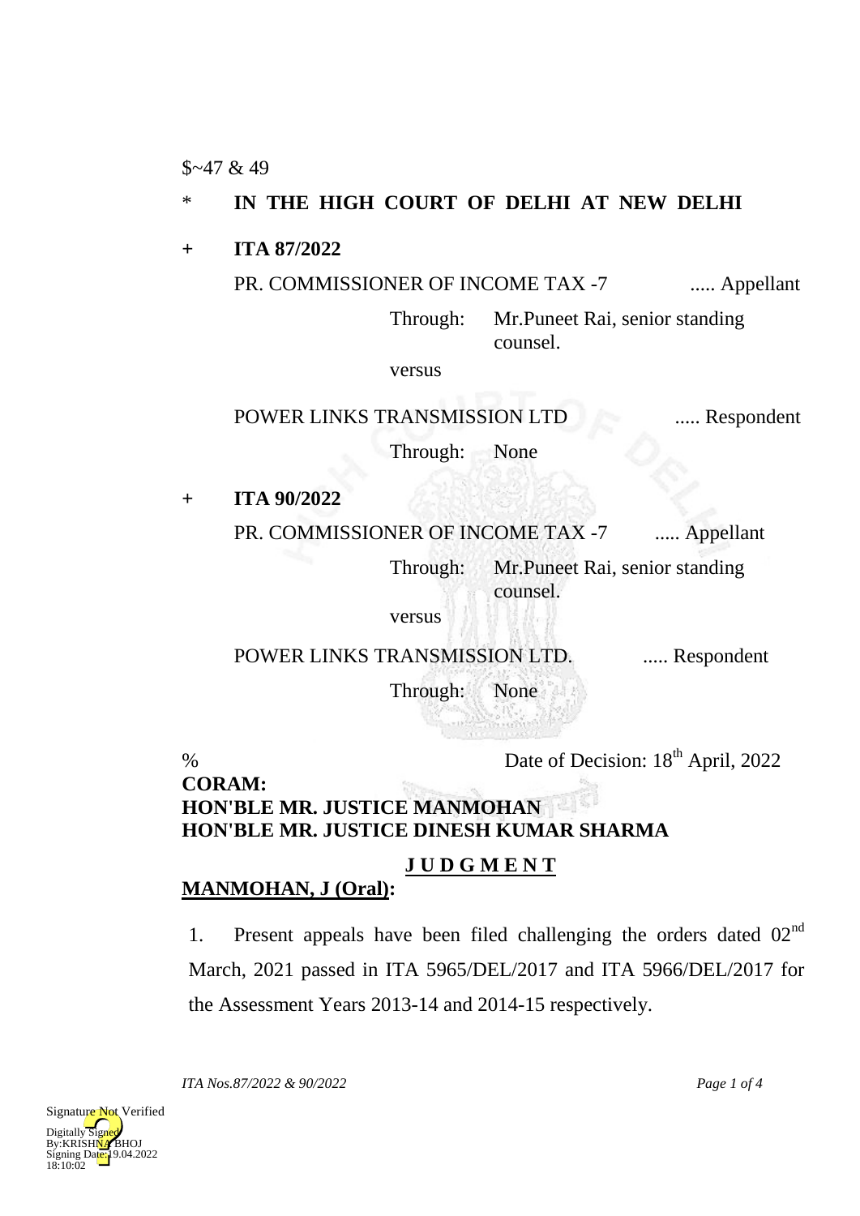$~47 & 49

\* **IN THE HIGH COURT OF DELHI AT NEW DELHI**

\+ **ITA 87/2022**

PR. COMMISSIONER OF INCOME TAX -7 ..... Appellant

Through: Mr.Puneet Rai, senior standing counsel.

versus

POWER LINKS TRANSMISSION LTD ..... Respondent

Through: None

\+ **ITA 90/2022**

PR. COMMISSIONER OF INCOME TAX -7 ..... Appellant

Through: Mr.Puneet Rai, senior standing counsel.

versus

POWER LINKS TRANSMISSION LTD. ..... Respondent

Through: None

% Date of Decision: 18th April, 2022

**CORAM:**
**HON'BLE MR. JUSTICE MANMOHAN**
**HON'BLE MR. JUSTICE DINESH KUMAR SHARMA**

**J U D G M E N T**

**MANMOHAN, J (Oral):**

1. Present appeals have been filed challenging the orders dated 02nd March, 2021 passed in ITA 5965/DEL/2017 and ITA 5966/DEL/2017 for the Assessment Years 2013-14 and 2014-15 respectively.

Signature Not Verified
Digitally Signed
By:KRISHNA BHOJ
Signing Date:19.04.2022
18:10:02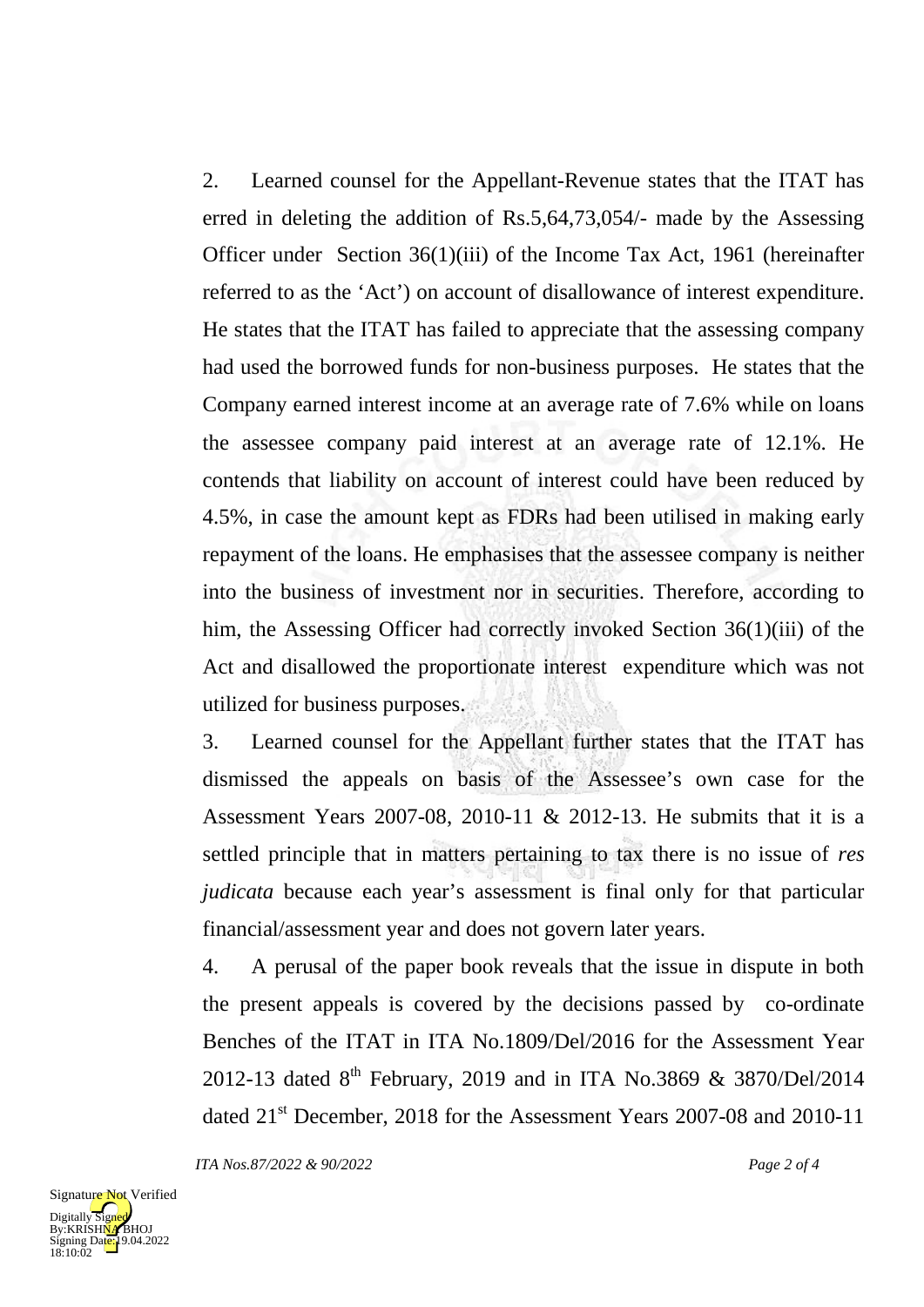2. Learned counsel for the Appellant-Revenue states that the ITAT has erred in deleting the addition of Rs.5,64,73,054/- made by the Assessing Officer under Section 36(1)(iii) of the Income Tax Act, 1961 (hereinafter referred to as the 'Act') on account of disallowance of interest expenditure. He states that the ITAT has failed to appreciate that the assessing company had used the borrowed funds for non-business purposes. He states that the Company earned interest income at an average rate of 7.6% while on loans the assessee company paid interest at an average rate of 12.1%. He contends that liability on account of interest could have been reduced by 4.5%, in case the amount kept as FDRs had been utilised in making early repayment of the loans. He emphasises that the assessee company is neither into the business of investment nor in securities. Therefore, according to him, the Assessing Officer had correctly invoked Section 36(1)(iii) of the Act and disallowed the proportionate interest expenditure which was not utilized for business purposes.

3. Learned counsel for the Appellant further states that the ITAT has dismissed the appeals on basis of the Assessee's own case for the Assessment Years 2007-08, 2010-11 & 2012-13. He submits that it is a settled principle that in matters pertaining to tax there is no issue of *res judicata* because each year's assessment is final only for that particular financial/assessment year and does not govern later years.

4. A perusal of the paper book reveals that the issue in dispute in both the present appeals is covered by the decisions passed by co-ordinate Benches of the ITAT in ITA No.1809/Del/2016 for the Assessment Year 2012-13 dated 8th February, 2019 and in ITA No.3869 & 3870/Del/2014 dated 21st December, 2018 for the Assessment Years 2007-08 and 2010-11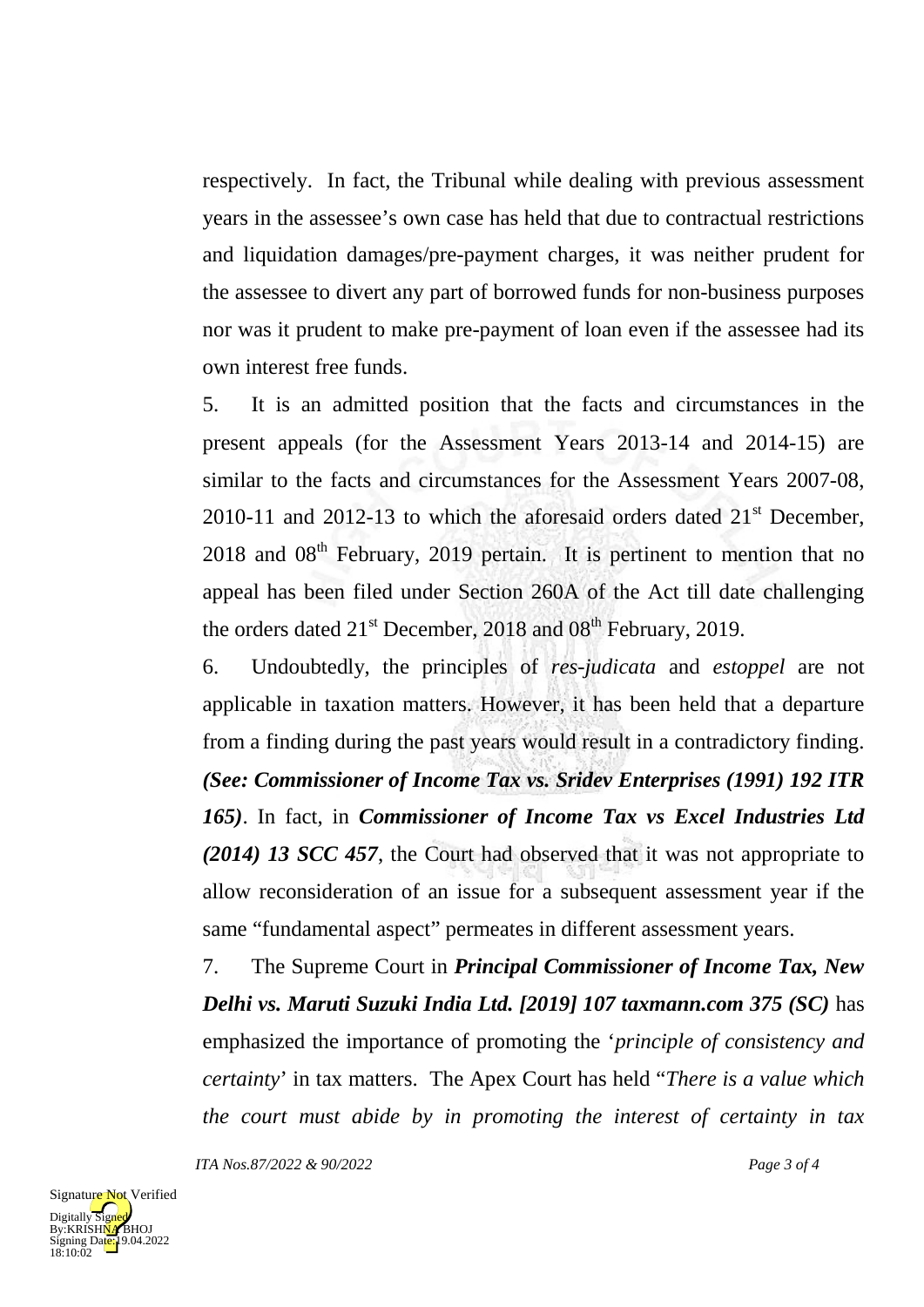respectively. In fact, the Tribunal while dealing with previous assessment years in the assessee's own case has held that due to contractual restrictions and liquidation damages/pre-payment charges, it was neither prudent for the assessee to divert any part of borrowed funds for non-business purposes nor was it prudent to make pre-payment of loan even if the assessee had its own interest free funds.

5. It is an admitted position that the facts and circumstances in the present appeals (for the Assessment Years 2013-14 and 2014-15) are similar to the facts and circumstances for the Assessment Years 2007-08, 2010-11 and 2012-13 to which the aforesaid orders dated 21st December, 2018 and 08th February, 2019 pertain. It is pertinent to mention that no appeal has been filed under Section 260A of the Act till date challenging the orders dated 21st December, 2018 and 08th February, 2019.

6. Undoubtedly, the principles of *res-judicata* and *estoppel* are not applicable in taxation matters. However, it has been held that a departure from a finding during the past years would result in a contradictory finding. ***(See: Commissioner of Income Tax vs. Sridev Enterprises (1991) 192 ITR 165)***. In fact, in ***Commissioner of Income Tax vs Excel Industries Ltd (2014) 13 SCC 457***, the Court had observed that it was not appropriate to allow reconsideration of an issue for a subsequent assessment year if the same "fundamental aspect" permeates in different assessment years.

7. The Supreme Court in ***Principal Commissioner of Income Tax, New Delhi vs. Maruti Suzuki India Ltd. [2019] 107 taxmann.com 375 (SC)*** has emphasized the importance of promoting the '*principle of consistency and certainty*' in tax matters. The Apex Court has held "*There is a value which the court must abide by in promoting the interest of certainty in tax*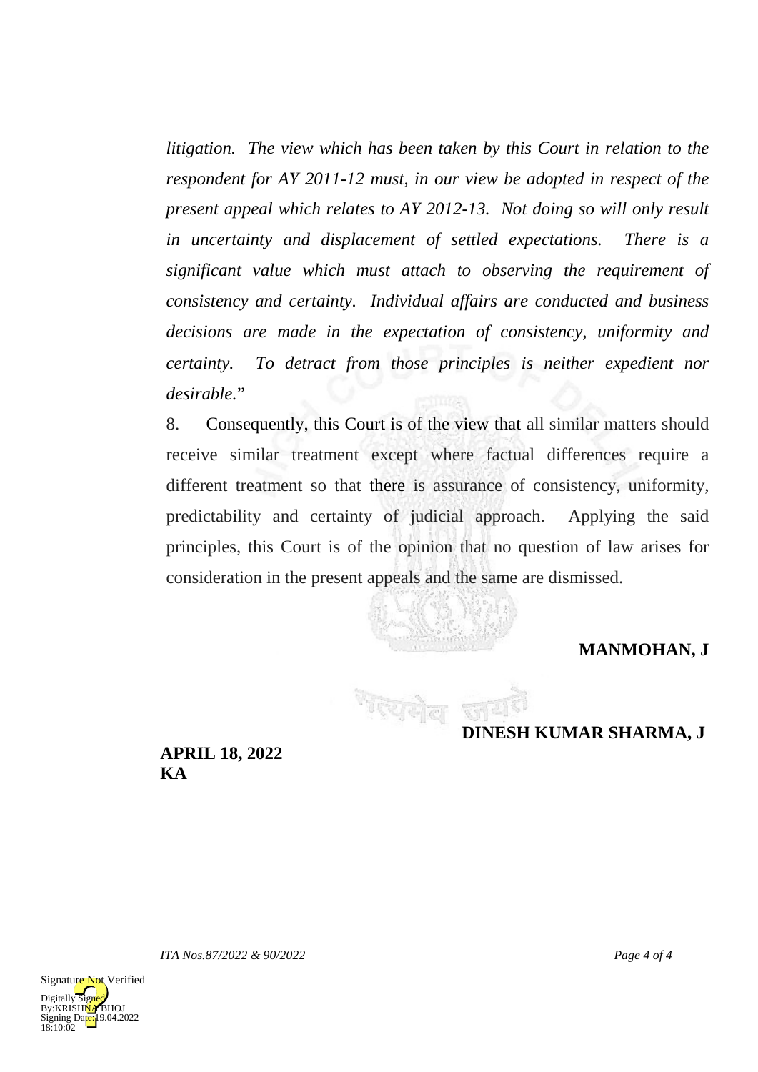*litigation. The view which has been taken by this Court in relation to the respondent for AY 2011-12 must, in our view be adopted in respect of the present appeal which relates to AY 2012-13. Not doing so will only result in uncertainty and displacement of settled expectations. There is a significant value which must attach to observing the requirement of consistency and certainty. Individual affairs are conducted and business decisions are made in the expectation of consistency, uniformity and certainty. To detract from those principles is neither expedient nor desirable.*"

8. Consequently, this Court is of the view that all similar matters should receive similar treatment except where factual differences require a different treatment so that there is assurance of consistency, uniformity, predictability and certainty of judicial approach. Applying the said principles, this Court is of the opinion that no question of law arises for consideration in the present appeals and the same are dismissed.

**MANMOHAN, J**

**DINESH KUMAR SHARMA, J**

**APRIL 18, 2022**
**KA**

Signature Not Verified
Digitally Signed By:KRISHNA BHOJ
Signing Date:19.04.2022 18:10:02